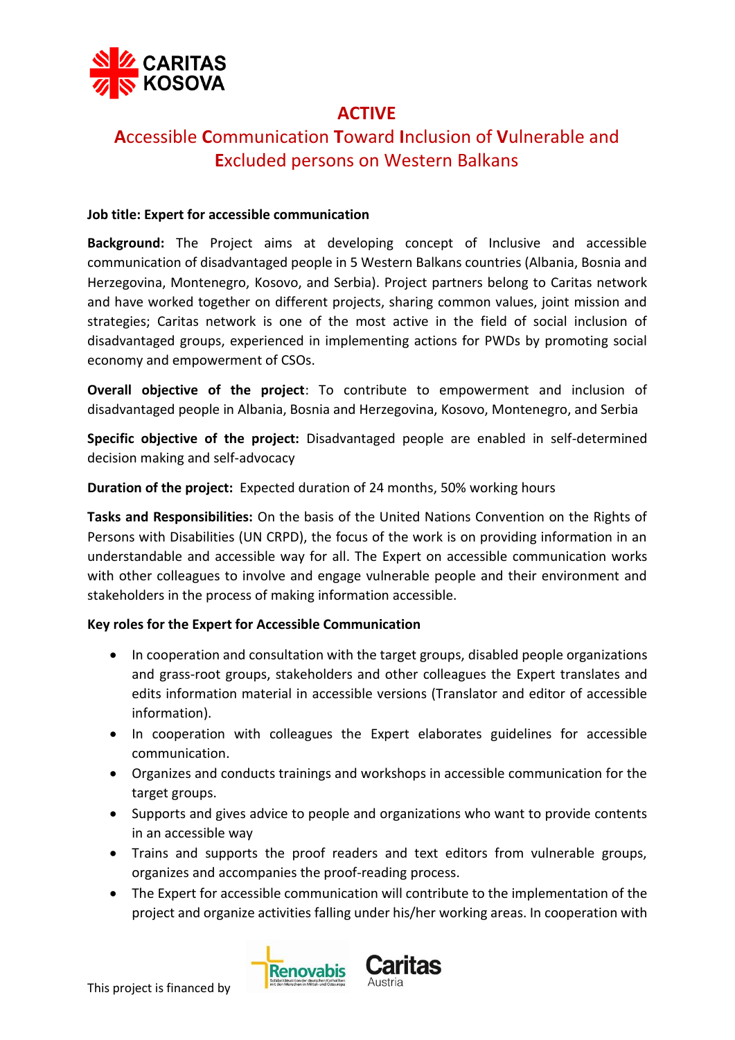CARITAS KOSOVA

# ACTIVE

## Accessible Communication Toward Inclusion of Vulnerable and Excluded persons on Western Balkans

**Job title: Expert for accessible communication**

**Background:** The Project aims at developing concept of Inclusive and accessible communication of disadvantaged people in 5 Western Balkans countries (Albania, Bosnia and Herzegovina, Montenegro, Kosovo, and Serbia). Project partners belong to Caritas network and have worked together on different projects, sharing common values, joint mission and strategies; Caritas network is one of the most active in the field of social inclusion of disadvantaged groups, experienced in implementing actions for PWDs by promoting social economy and empowerment of CSOs.

**Overall objective of the project**: To contribute to empowerment and inclusion of disadvantaged people in Albania, Bosnia and Herzegovina, Kosovo, Montenegro, and Serbia

**Specific objective of the project:** Disadvantaged people are enabled in self-determined decision making and self-advocacy

**Duration of the project:** Expected duration of 24 months, 50% working hours

**Tasks and Responsibilities:** On the basis of the United Nations Convention on the Rights of Persons with Disabilities (UN CRPD), the focus of the work is on providing information in an understandable and accessible way for all. The Expert on accessible communication works with other colleagues to involve and engage vulnerable people and their environment and stakeholders in the process of making information accessible.

**Key roles for the Expert for Accessible Communication**

- In cooperation and consultation with the target groups, disabled people organizations and grass-root groups, stakeholders and other colleagues the Expert translates and edits information material in accessible versions (Translator and editor of accessible information).
- In cooperation with colleagues the Expert elaborates guidelines for accessible communication.
- Organizes and conducts trainings and workshops in accessible communication for the target groups.
- Supports and gives advice to people and organizations who want to provide contents in an accessible way
- Trains and supports the proof readers and text editors from vulnerable groups, organizes and accompanies the proof-reading process.
- The Expert for accessible communication will contribute to the implementation of the project and organize activities falling under his/her working areas. In cooperation with

This project is financed by Renovabis, Caritas Austria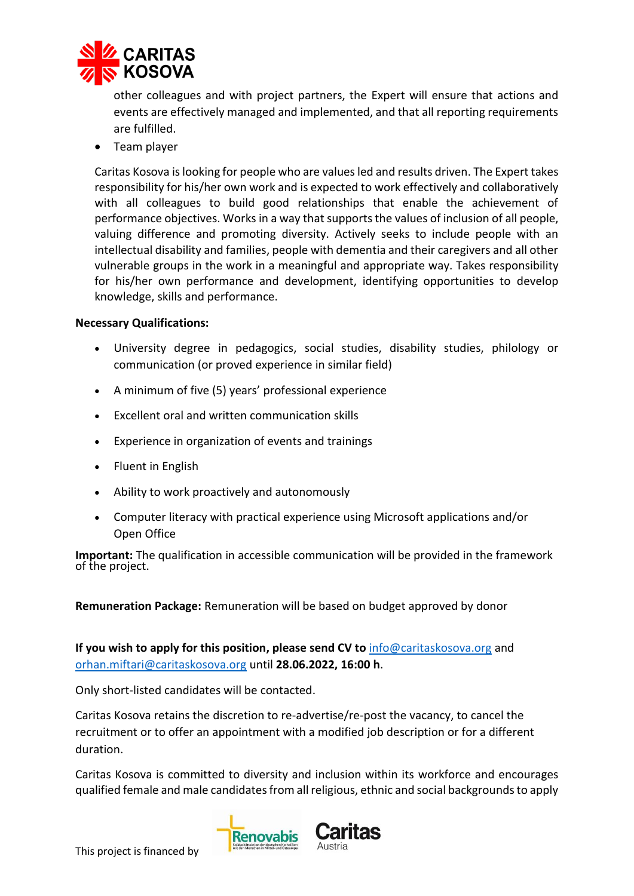other colleagues and with project partners, the Expert will ensure that actions and events are effectively managed and implemented, and that all reporting requirements are fulfilled.

- Team player

Caritas Kosova is looking for people who are values led and results driven. The Expert takes responsibility for his/her own work and is expected to work effectively and collaboratively with all colleagues to build good relationships that enable the achievement of performance objectives. Works in a way that supports the values of inclusion of all people, valuing difference and promoting diversity. Actively seeks to include people with an intellectual disability and families, people with dementia and their caregivers and all other vulnerable groups in the work in a meaningful and appropriate way. Takes responsibility for his/her own performance and development, identifying opportunities to develop knowledge, skills and performance.

**Necessary Qualifications:**

- University degree in pedagogics, social studies, disability studies, philology or communication (or proved experience in similar field)
- A minimum of five (5) years' professional experience
- Excellent oral and written communication skills
- Experience in organization of events and trainings
- Fluent in English
- Ability to work proactively and autonomously
- Computer literacy with practical experience using Microsoft applications and/or Open Office

**Important:** The qualification in accessible communication will be provided in the framework of the project.

**Remuneration Package:** Remuneration will be based on budget approved by donor

**If you wish to apply for this position, please send CV to** info@caritaskosova.org and orhan.miftari@caritaskosova.org until **28.06.2022, 16:00 h**.

Only short-listed candidates will be contacted.

Caritas Kosova retains the discretion to re-advertise/re-post the vacancy, to cancel the recruitment or to offer an appointment with a modified job description or for a different duration.

Caritas Kosova is committed to diversity and inclusion within its workforce and encourages qualified female and male candidates from all religious, ethnic and social backgrounds to apply

This project is financed by Renovabis, Caritas Austria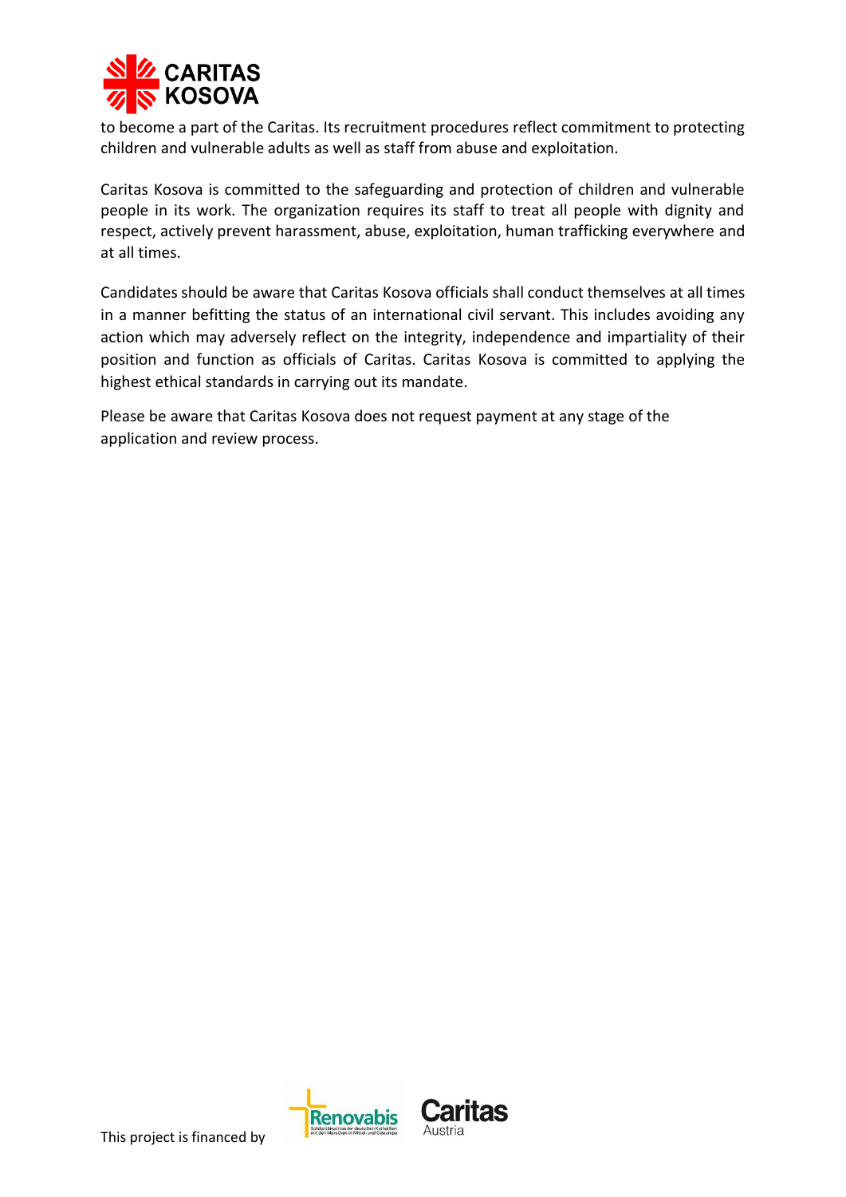to become a part of the Caritas. Its recruitment procedures reflect commitment to protecting children and vulnerable adults as well as staff from abuse and exploitation.

Caritas Kosova is committed to the safeguarding and protection of children and vulnerable people in its work. The organization requires its staff to treat all people with dignity and respect, actively prevent harassment, abuse, exploitation, human trafficking everywhere and at all times.

Candidates should be aware that Caritas Kosova officials shall conduct themselves at all times in a manner befitting the status of an international civil servant. This includes avoiding any action which may adversely reflect on the integrity, independence and impartiality of their position and function as officials of Caritas. Caritas Kosova is committed to applying the highest ethical standards in carrying out its mandate.

Please be aware that Caritas Kosova does not request payment at any stage of the application and review process.

This project is financed by